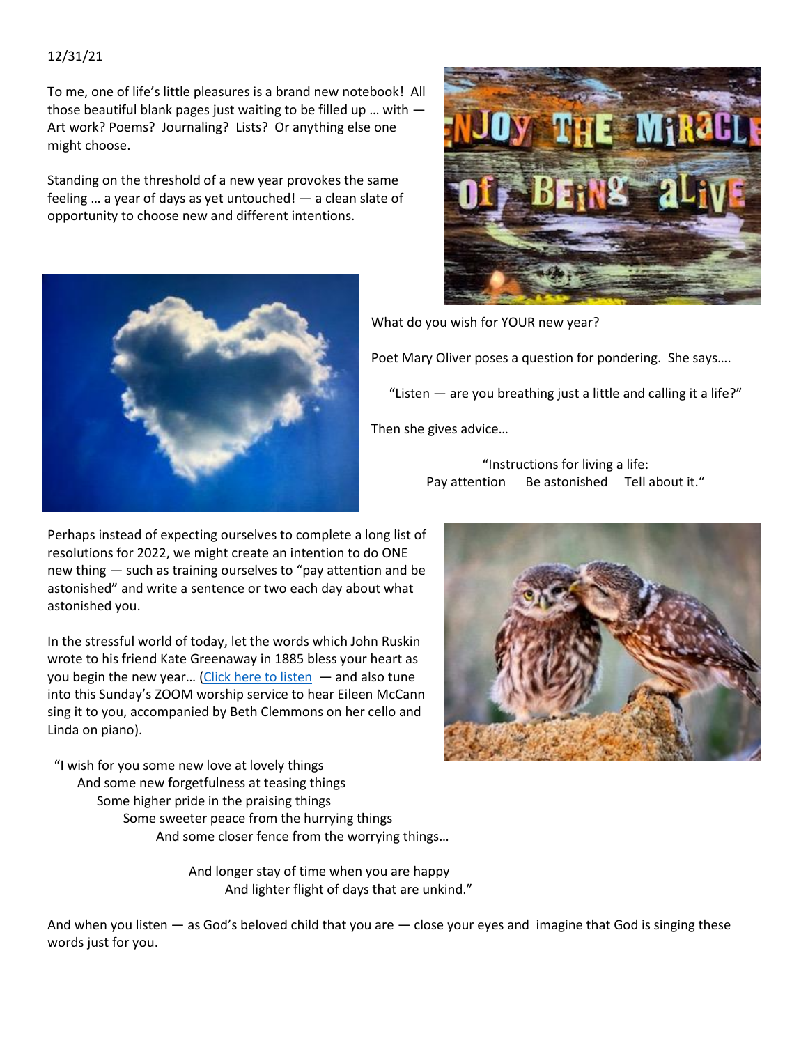12/31/21

To me, one of life's little pleasures is a brand new notebook! All those beautiful blank pages just waiting to be filled up … with — Art work? Poems? Journaling? Lists? Or anything else one might choose.

Standing on the threshold of a new year provokes the same feeling … a year of days as yet untouched! — a clean slate of opportunity to choose new and different intentions.

What do you wish for YOUR new year?

Poet Mary Oliver poses a question for pondering. She says….

"Listen — are you breathing just a little and calling it a life?"

Then she gives advice…

"Instructions for living a life:
Pay attention     Be astonished     Tell about it."

Perhaps instead of expecting ourselves to complete a long list of resolutions for 2022, we might create an intention to do ONE new thing — such as training ourselves to "pay attention and be astonished" and write a sentence or two each day about what astonished you.

In the stressful world of today, let the words which John Ruskin wrote to his friend Kate Greenaway in 1885 bless your heart as you begin the new year… (Click here to listen — and also tune into this Sunday's ZOOM worship service to hear Eileen McCann sing it to you, accompanied by Beth Clemmons on her cello and Linda on piano).

"I wish for you some new love at lovely things
And some new forgetfulness at teasing things
Some higher pride in the praising things
Some sweeter peace from the hurrying things
And some closer fence from the worrying things…

And longer stay of time when you are happy
And lighter flight of days that are unkind."

And when you listen — as God's beloved child that you are — close your eyes and imagine that God is singing these words just for you.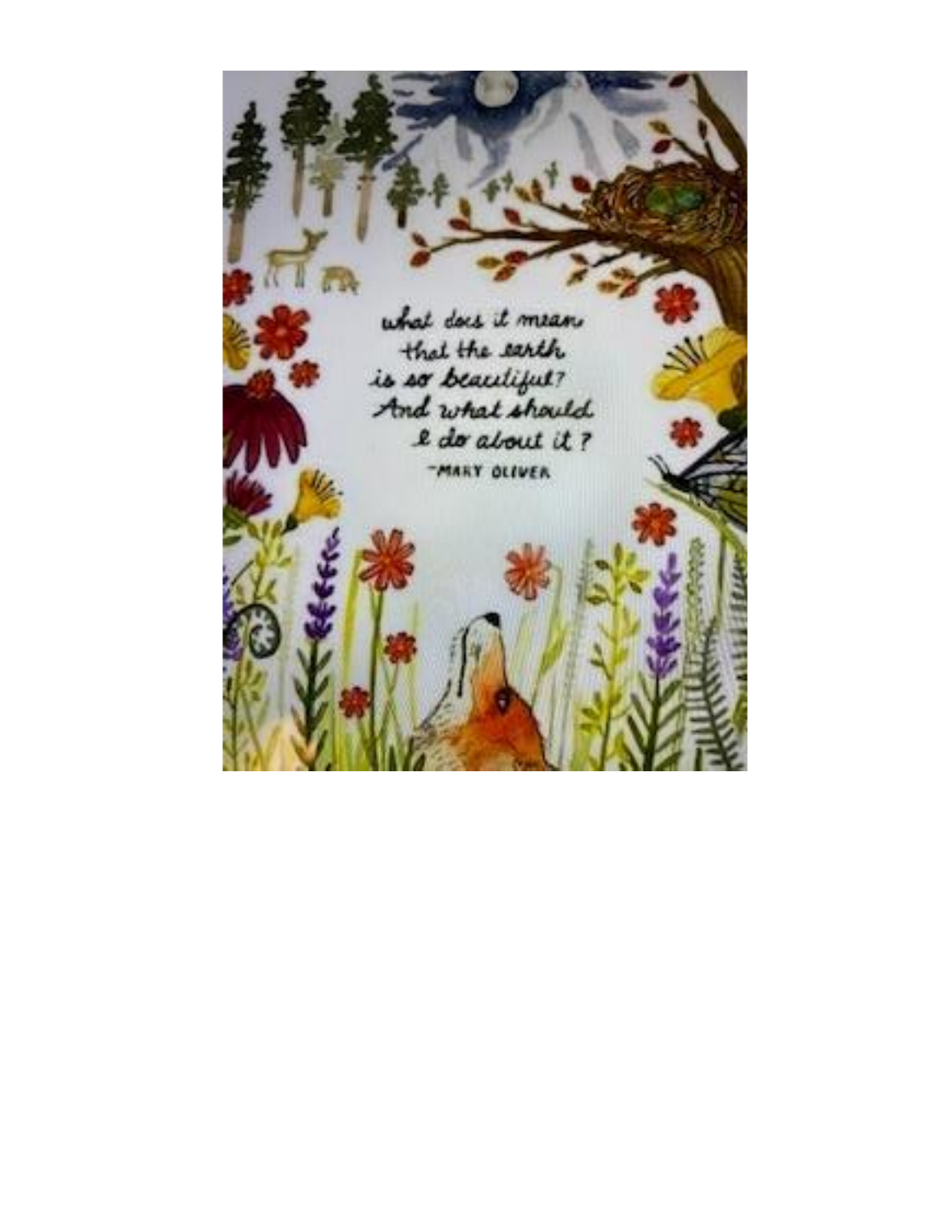what does it mean
that the earth
is so beautiful?
And what should
I do about it?

-MARY OLIVER